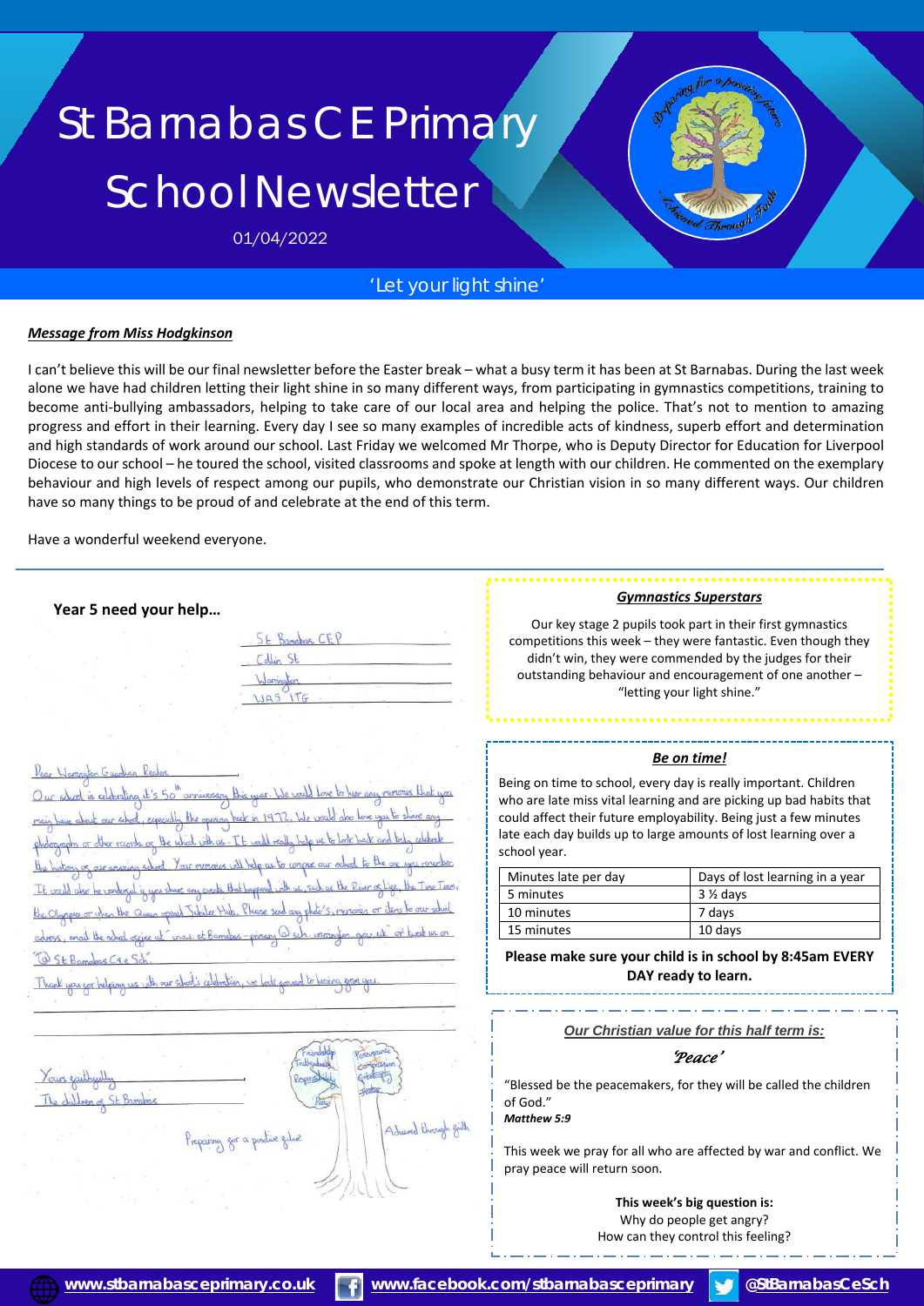# St Barnabas CE Primary School Newsletter

01/04/2022

'Let your light shine'

***Message from Miss Hodgkinson***

I can't believe this will be our final newsletter before the Easter break – what a busy term it has been at St Barnabas. During the last week alone we have had children letting their light shine in so many different ways, from participating in gymnastics competitions, training to become anti-bullying ambassadors, helping to take care of our local area and helping the police. That's not to mention to amazing progress and effort in their learning. Every day I see so many examples of incredible acts of kindness, superb effort and determination and high standards of work around our school. Last Friday we welcomed Mr Thorpe, who is Deputy Director for Education for Liverpool Diocese to our school – he toured the school, visited classrooms and spoke at length with our children. He commented on the exemplary behaviour and high levels of respect among our pupils, who demonstrate our Christian vision in so many different ways. Our children have so many things to be proud of and celebrate at the end of this term.

Have a wonderful weekend everyone.

## Year 5 need your help…

St Barnabas CEP
Collin St
Warrington
WA5 1TG

Dear Warrington Guardian Readers

Our school is celebrating it's 50th anniversary this year. We would love to hear any memories that you may have about our school, especially the opening back in 1972. We would also love you to share any photographs or other records of the school with us. It would really help us to look back and truly celebrate the history of our amazing school. Your memories will help us to compare our school to the one you remember. It would also be wonderful if you share any events that happened with us, such as the River of Life, the Time Team, the Olympics or when the Queen opened Jubilee Hall. Please send any photo's, memories or items to our school adress, email the school office at "a.u.s.t.stbarnabas-primary@sch.warrington.gov.uk" or tweet us on "@ St Barnabas C of E Sch".

Thank you for helping us with our school's celebration, we look forward to hearing from you.

Yours faithfully
The children of St Barnabas

Preparing for a positive future

Achieved through faith

***Gymnastics Superstars***

Our key stage 2 pupils took part in their first gymnastics competitions this week – they were fantastic. Even though they didn't win, they were commended by the judges for their outstanding behaviour and encouragement of one another – "letting your light shine."

***Be on time!***

Being on time to school, every day is really important. Children who are late miss vital learning and are picking up bad habits that could affect their future employability. Being just a few minutes late each day builds up to large amounts of lost learning over a school year.

| Minutes late per day | Days of lost learning in a year |
| --- | --- |
| 5 minutes | 3 ½ days |
| 10 minutes | 7 days |
| 15 minutes | 10 days |

**Please make sure your child is in school by 8:45am EVERY DAY ready to learn.**

***Our Christian value for this half term is:***

*'Peace'*

"Blessed be the peacemakers, for they will be called the children of God."
***Matthew 5:9***

This week we pray for all who are affected by war and conflict. We pray peace will return soon.

**This week's big question is:**
Why do people get angry?
How can they control this feeling?

www.stbarnabasceprimary.co.uk | www.facebook.com/stbarnabasceprimary | @StBarnabasCeSch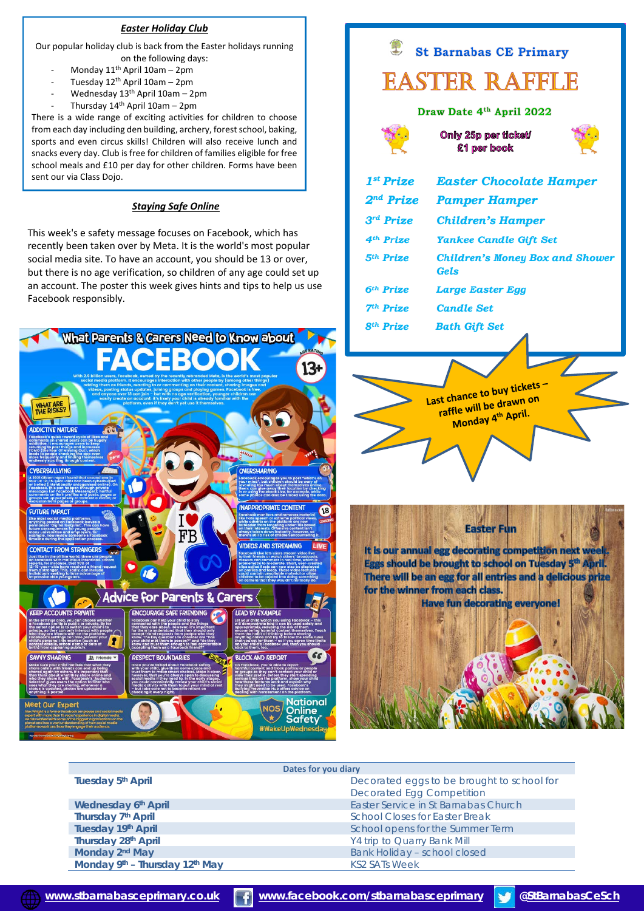### *Easter Holiday Club*

Our popular holiday club is back from the Easter holidays running on the following days:

- Monday 11th April 10am – 2pm
- Tuesday 12th April 10am – 2pm
- Wednesday 13th April 10am – 2pm
- Thursday 14th April 10am – 2pm

There is a wide range of exciting activities for children to choose from each day including den building, archery, forest school, baking, sports and even circus skills! Children will also receive lunch and snacks every day. Club is free for children of families eligible for free school meals and £10 per day for other children. Forms have been sent our via Class Dojo.

### *Staying Safe Online*

This week's e safety message focuses on Facebook, which has recently been taken over by Meta. It is the world's most popular social media site. To have an account, you should be 13 or over, but there is no age verification, so children of any age could set up an account. The poster this week gives hints and tips to help us use Facebook responsibly.

## St Barnabas CE Primary

# EASTER RAFFLE

**Draw Date 4th April 2022**

**Only 25p per ticket/ £1 per book**

| | |
|---|---|
| ***1st Prize*** | ***Easter Chocolate Hamper*** |
| ***2nd Prize*** | ***Pamper Hamper*** |
| ***3rd Prize*** | ***Children's Hamper*** |
| ***4th Prize*** | ***Yankee Candle Gift Set*** |
| ***5th Prize*** | ***Children's Money Box and Shower Gels*** |
| ***6th Prize*** | ***Large Easter Egg*** |
| ***7th Prize*** | ***Candle Set*** |
| ***8th Prize*** | ***Bath Gift Set*** |

**Last chance to buy tickets – raffle will be drawn on Monday 4th April.**

### Easter Fun

**It is our annual egg decorating competition next week. Eggs should be brought to school on Tuesday 5th April. There will be an egg for all entries and a delicious prize for the winner from each class.**

**Have fun decorating everyone!**

| Dates for you diary | |
|---|---|
| **Tuesday 5th April** | Decorated eggs to be brought to school for Decorated Egg Competition |
| **Wednesday 6th April** | Easter Service in St Barnabas Church |
| **Thursday 7th April** | School Closes for Easter Break |
| **Tuesday 19th April** | School opens for the Summer Term |
| **Thursday 28th April** | Y4 trip to Quarry Bank Mill |
| **Monday 2nd May** | Bank Holiday – school closed |
| **Monday 9th – Thursday 12th May** | KS2 SATs Week |

**www.stbarnabasceprimary.co.uk** **www.facebook.com/stbarnabasceprimary** **@StBarnabasCeSch**